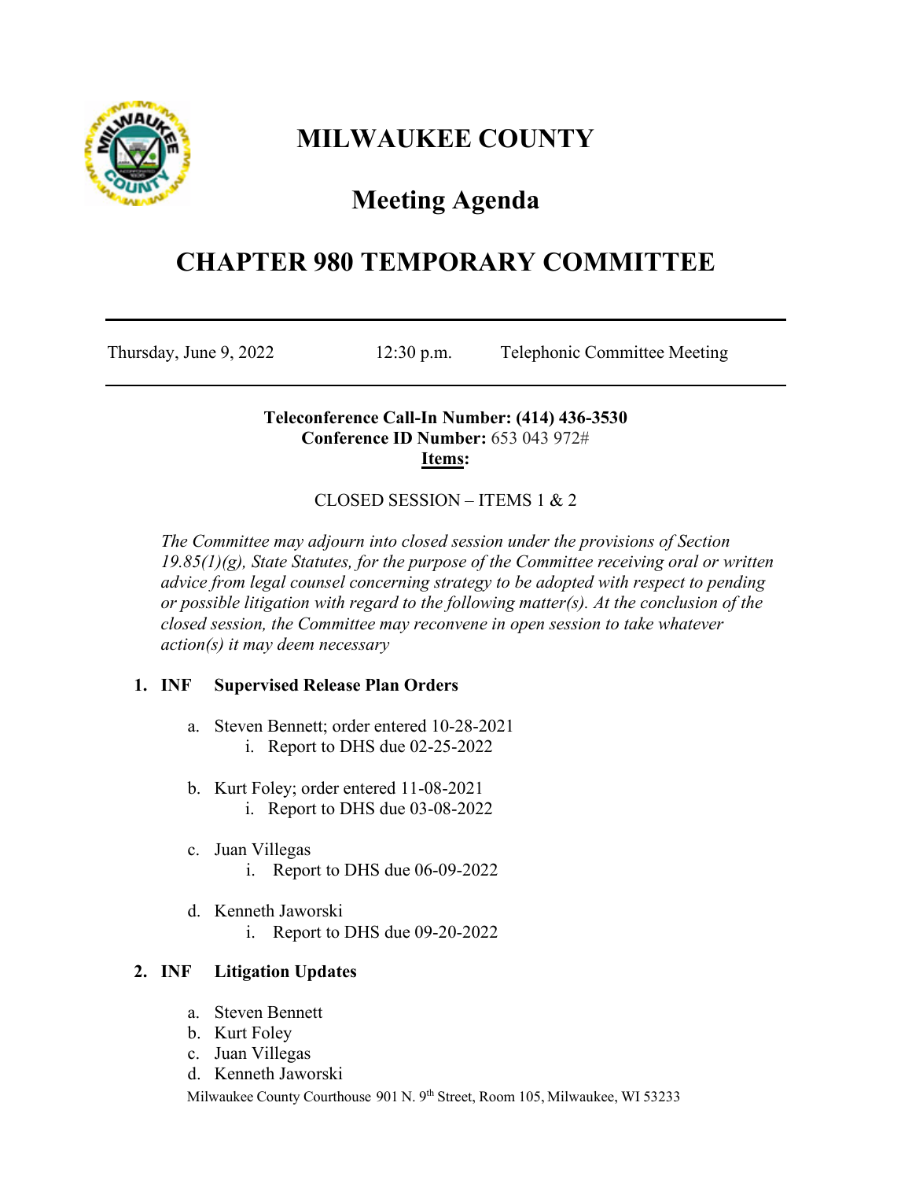# MILWAUKEE COUNTY

## Meeting Agenda

# CHAPTER 980 TEMPORARY COMMITTEE

---

Thursday, June 9, 2022    12:30 p.m.    Telephonic Committee Meeting

---

**Teleconference Call-In Number: (414) 436-3530**
**Conference ID Number:** 653 043 972#
**Items:**

CLOSED SESSION – ITEMS 1 & 2

*The Committee may adjourn into closed session under the provisions of Section 19.85(1)(g), State Statutes, for the purpose of the Committee receiving oral or written advice from legal counsel concerning strategy to be adopted with respect to pending or possible litigation with regard to the following matter(s). At the conclusion of the closed session, the Committee may reconvene in open session to take whatever action(s) it may deem necessary*

1. **INF Supervised Release Plan Orders**

   a. Steven Bennett; order entered 10-28-2021
      i. Report to DHS due 02-25-2022

   b. Kurt Foley; order entered 11-08-2021
      i. Report to DHS due 03-08-2022

   c. Juan Villegas
      i. Report to DHS due 06-09-2022

   d. Kenneth Jaworski
      i. Report to DHS due 09-20-2022

2. **INF Litigation Updates**

   a. Steven Bennett
   b. Kurt Foley
   c. Juan Villegas
   d. Kenneth Jaworski

Milwaukee County Courthouse 901 N. 9th Street, Room 105, Milwaukee, WI 53233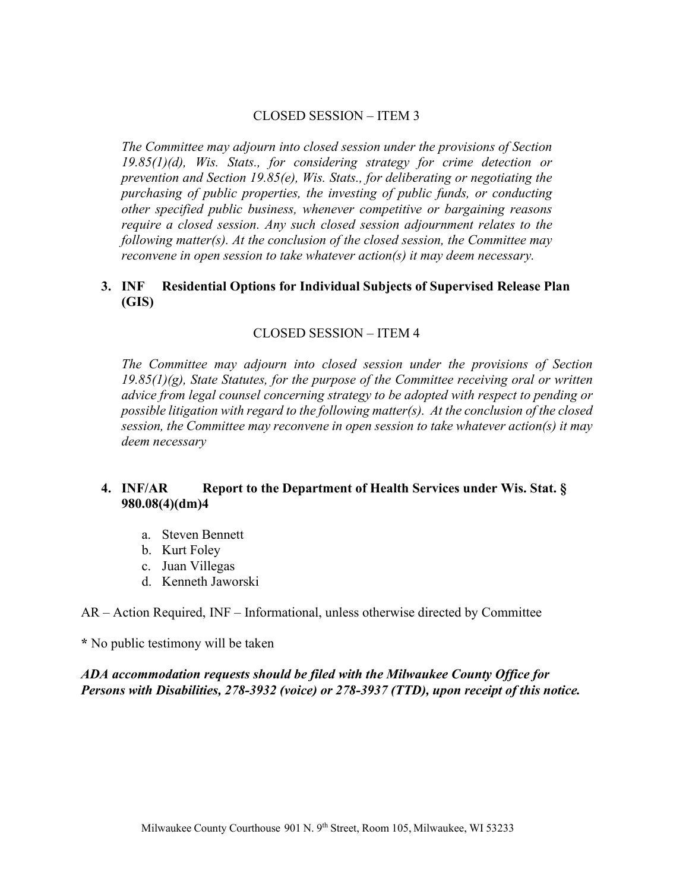CLOSED SESSION – ITEM 3

*The Committee may adjourn into closed session under the provisions of Section 19.85(1)(d), Wis. Stats., for considering strategy for crime detection or prevention and Section 19.85(e), Wis. Stats., for deliberating or negotiating the purchasing of public properties, the investing of public funds, or conducting other specified public business, whenever competitive or bargaining reasons require a closed session. Any such closed session adjournment relates to the following matter(s). At the conclusion of the closed session, the Committee may reconvene in open session to take whatever action(s) it may deem necessary.*

**3. INF Residential Options for Individual Subjects of Supervised Release Plan (GIS)**

CLOSED SESSION – ITEM 4

*The Committee may adjourn into closed session under the provisions of Section 19.85(1)(g), State Statutes, for the purpose of the Committee receiving oral or written advice from legal counsel concerning strategy to be adopted with respect to pending or possible litigation with regard to the following matter(s). At the conclusion of the closed session, the Committee may reconvene in open session to take whatever action(s) it may deem necessary*

**4. INF/AR Report to the Department of Health Services under Wis. Stat. § 980.08(4)(dm)4**

a. Steven Bennett
b. Kurt Foley
c. Juan Villegas
d. Kenneth Jaworski

AR – Action Required, INF – Informational, unless otherwise directed by Committee

**\*** No public testimony will be taken

***ADA accommodation requests should be filed with the Milwaukee County Office for Persons with Disabilities, 278-3932 (voice) or 278-3937 (TTD), upon receipt of this notice.***

Milwaukee County Courthouse 901 N. 9th Street, Room 105, Milwaukee, WI 53233